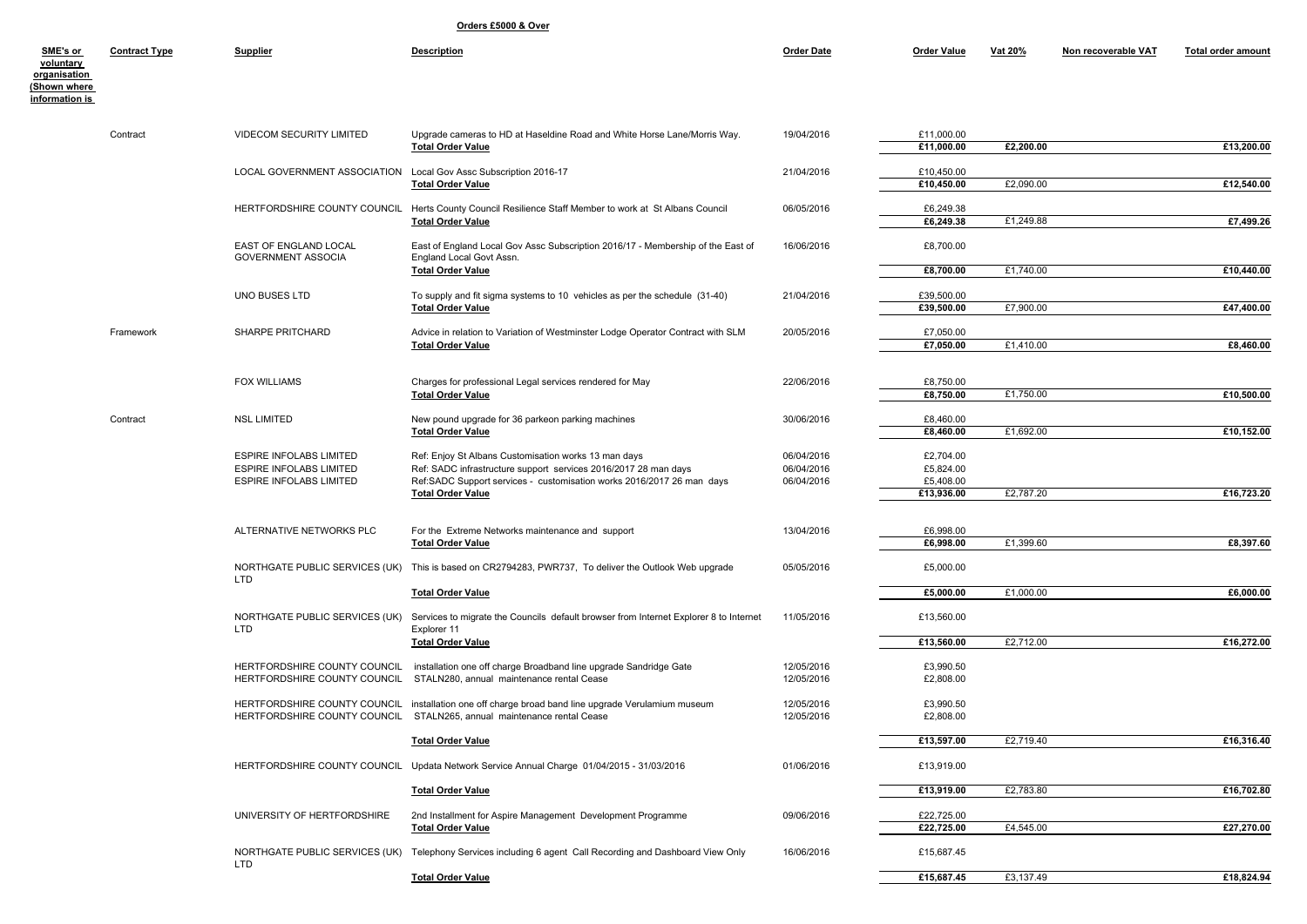**Orders £5000 & Over**

| SME's or voluntary organisation (Shown where information is | Contract Type | Supplier | Description | Order Date | Order Value | Vat 20% | Non recoverable VAT | Total order amount |
|---|---|---|---|---|---|---|---|---|
| | Contract | VIDECOM SECURITY LIMITED | Upgrade cameras to HD at Haseldine Road and White Horse Lane/Morris Way. | 19/04/2016 | £11,000.00 | | | |
| | | | **Total Order Value** | | **£11,000.00** | **£2,200.00** | | **£13,200.00** |
| | | LOCAL GOVERNMENT ASSOCIATION | Local Gov Assc Subscription 2016-17 | 21/04/2016 | £10,450.00 | | | |
| | | | **Total Order Value** | | **£10,450.00** | £2,090.00 | | **£12,540.00** |
| | | HERTFORDSHIRE COUNTY COUNCIL | Herts County Council Resilience Staff Member to work at St Albans Council | 06/05/2016 | £6,249.38 | | | |
| | | | **Total Order Value** | | **£6,249.38** | £1,249.88 | | **£7,499.26** |
| | | EAST OF ENGLAND LOCAL GOVERNMENT ASSOCIA | East of England Local Gov Assc Subscription 2016/17 - Membership of the East of England Local Govt Assn. | 16/06/2016 | £8,700.00 | | | |
| | | | **Total Order Value** | | **£8,700.00** | £1,740.00 | | **£10,440.00** |
| | | UNO BUSES LTD | To supply and fit sigma systems to 10 vehicles as per the schedule (31-40) | 21/04/2016 | £39,500.00 | | | |
| | | | **Total Order Value** | | **£39,500.00** | £7,900.00 | | **£47,400.00** |
| | Framework | SHARPE PRITCHARD | Advice in relation to Variation of Westminster Lodge Operator Contract with SLM | 20/05/2016 | £7,050.00 | | | |
| | | | **Total Order Value** | | **£7,050.00** | £1,410.00 | | **£8,460.00** |
| | | FOX WILLIAMS | Charges for professional Legal services rendered for May | 22/06/2016 | £8,750.00 | | | |
| | | | **Total Order Value** | | **£8,750.00** | £1,750.00 | | **£10,500.00** |
| | Contract | NSL LIMITED | New pound upgrade for 36 parkeon parking machines | 30/06/2016 | £8,460.00 | | | |
| | | | **Total Order Value** | | **£8,460.00** | £1,692.00 | | **£10,152.00** |
| | | ESPIRE INFOLABS LIMITED | Ref: Enjoy St Albans Customisation works 13 man days | 06/04/2016 | £2,704.00 | | | |
| | | ESPIRE INFOLABS LIMITED | Ref: SADC infrastructure support services 2016/2017 28 man days | 06/04/2016 | £5,824.00 | | | |
| | | ESPIRE INFOLABS LIMITED | Ref:SADC Support services - customisation works 2016/2017 26 man days | 06/04/2016 | £5,408.00 | | | |
| | | | **Total Order Value** | | **£13,936.00** | £2,787.20 | | **£16,723.20** |
| | | ALTERNATIVE NETWORKS PLC | For the Extreme Networks maintenance and support | 13/04/2016 | £6,998.00 | | | |
| | | | **Total Order Value** | | **£6,998.00** | £1,399.60 | | **£8,397.60** |
| | | NORTHGATE PUBLIC SERVICES (UK) LTD | This is based on CR2794283, PWR737, To deliver the Outlook Web upgrade | 05/05/2016 | £5,000.00 | | | |
| | | | **Total Order Value** | | **£5,000.00** | £1,000.00 | | **£6,000.00** |
| | | NORTHGATE PUBLIC SERVICES (UK) LTD | Services to migrate the Councils default browser from Internet Explorer 8 to Internet Explorer 11 | 11/05/2016 | £13,560.00 | | | |
| | | | **Total Order Value** | | **£13,560.00** | £2,712.00 | | **£16,272.00** |
| | | HERTFORDSHIRE COUNTY COUNCIL | installation one off charge Broadband line upgrade Sandridge Gate | 12/05/2016 | £3,990.50 | | | |
| | | HERTFORDSHIRE COUNTY COUNCIL | STALN280, annual maintenance rental Cease | 12/05/2016 | £2,808.00 | | | |
| | | HERTFORDSHIRE COUNTY COUNCIL | installation one off charge broad band line upgrade Verulamium museum | 12/05/2016 | £3,990.50 | | | |
| | | HERTFORDSHIRE COUNTY COUNCIL | STALN265, annual maintenance rental Cease | 12/05/2016 | £2,808.00 | | | |
| | | | **Total Order Value** | | **£13,597.00** | £2,719.40 | | **£16,316.40** |
| | | HERTFORDSHIRE COUNTY COUNCIL | Updata Network Service Annual Charge 01/04/2015 - 31/03/2016 | 01/06/2016 | £13,919.00 | | | |
| | | | **Total Order Value** | | **£13,919.00** | £2,783.80 | | **£16,702.80** |
| | | UNIVERSITY OF HERTFORDSHIRE | 2nd Installment for Aspire Management Development Programme | 09/06/2016 | £22,725.00 | | | |
| | | | **Total Order Value** | | **£22,725.00** | £4,545.00 | | **£27,270.00** |
| | | NORTHGATE PUBLIC SERVICES (UK) LTD | Telephony Services including 6 agent Call Recording and Dashboard View Only | 16/06/2016 | £15,687.45 | | | |
| | | | **Total Order Value** | | **£15,687.45** | £3,137.49 | | **£18,824.94** |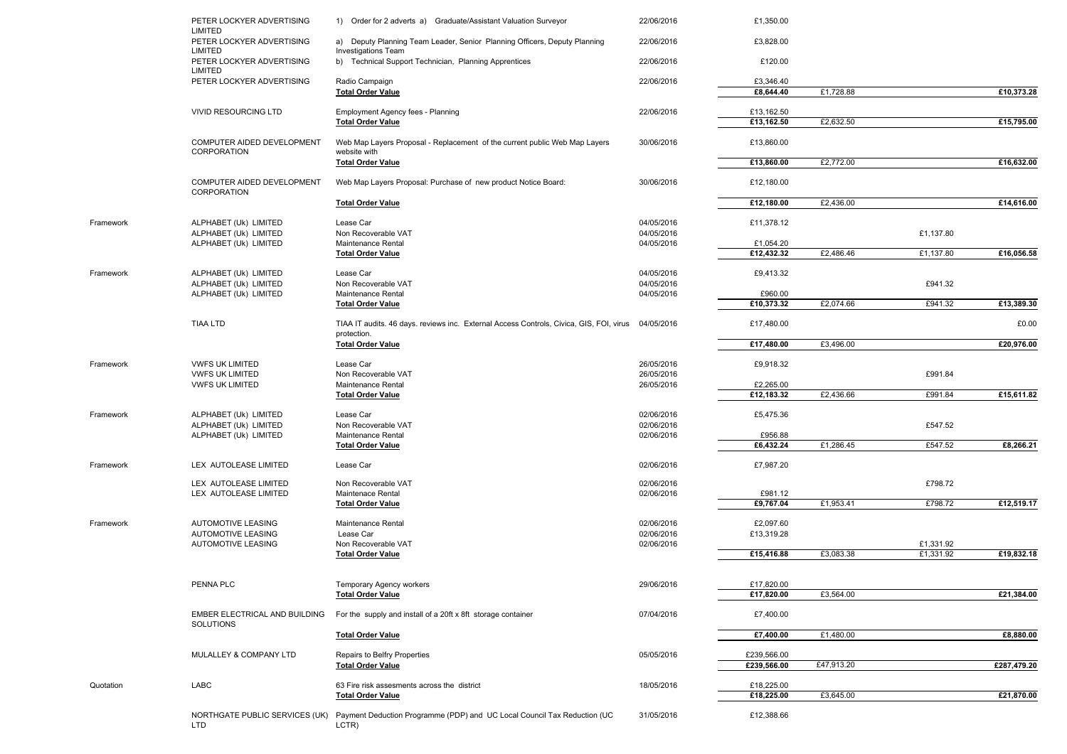| | | | | | | | |
|---|---|---|---|---|---|---|---|
| | PETER LOCKYER ADVERTISING LIMITED | 1) Order for 2 adverts a) Graduate/Assistant Valuation Surveyor | 22/06/2016 | £1,350.00 | | | |
| | PETER LOCKYER ADVERTISING LIMITED | a) Deputy Planning Team Leader, Senior Planning Officers, Deputy Planning Investigations Team | 22/06/2016 | £3,828.00 | | | |
| | PETER LOCKYER ADVERTISING LIMITED | b) Technical Support Technician, Planning Apprentices | 22/06/2016 | £120.00 | | | |
| | PETER LOCKYER ADVERTISING | Radio Campaign | 22/06/2016 | £3,346.40 | | | |
| | | **Total Order Value** | | **£8,644.40** | £1,728.88 | | **£10,373.28** |
| | VIVID RESOURCING LTD | Employment Agency fees - Planning | 22/06/2016 | £13,162.50 | | | |
| | | **Total Order Value** | | **£13,162.50** | £2,632.50 | | **£15,795.00** |
| | COMPUTER AIDED DEVELOPMENT CORPORATION | Web Map Layers Proposal - Replacement of the current public Web Map Layers website with | 30/06/2016 | £13,860.00 | | | |
| | | **Total Order Value** | | **£13,860.00** | £2,772.00 | | **£16,632.00** |
| | COMPUTER AIDED DEVELOPMENT CORPORATION | Web Map Layers Proposal: Purchase of new product Notice Board: | 30/06/2016 | £12,180.00 | | | |
| | | **Total Order Value** | | **£12,180.00** | £2,436.00 | | **£14,616.00** |
| Framework | ALPHABET (Uk) LIMITED | Lease Car | 04/05/2016 | £11,378.12 | | | |
| | ALPHABET (Uk) LIMITED | Non Recoverable VAT | 04/05/2016 | | | £1,137.80 | |
| | ALPHABET (Uk) LIMITED | Maintenance Rental | 04/05/2016 | £1,054.20 | | | |
| | | **Total Order Value** | | **£12,432.32** | £2,486.46 | £1,137.80 | **£16,056.58** |
| Framework | ALPHABET (Uk) LIMITED | Lease Car | 04/05/2016 | £9,413.32 | | | |
| | ALPHABET (Uk) LIMITED | Non Recoverable VAT | 04/05/2016 | | | £941.32 | |
| | ALPHABET (Uk) LIMITED | Maintenance Rental | 04/05/2016 | £960.00 | | | |
| | | **Total Order Value** | | **£10,373.32** | £2,074.66 | £941.32 | **£13,389.30** |
| | TIAA LTD | TIAA IT audits. 46 days. reviews inc. External Access Controls, Civica, GIS, FOI, virus protection. | 04/05/2016 | £17,480.00 | | | £0.00 |
| | | **Total Order Value** | | **£17,480.00** | £3,496.00 | | **£20,976.00** |
| Framework | VWFS UK LIMITED | Lease Car | 26/05/2016 | £9,918.32 | | | |
| | VWFS UK LIMITED | Non Recoverable VAT | 26/05/2016 | | | £991.84 | |
| | VWFS UK LIMITED | Maintenance Rental | 26/05/2016 | £2,265.00 | | | |
| | | **Total Order Value** | | **£12,183.32** | £2,436.66 | £991.84 | **£15,611.82** |
| Framework | ALPHABET (Uk) LIMITED | Lease Car | 02/06/2016 | £5,475.36 | | | |
| | ALPHABET (Uk) LIMITED | Non Recoverable VAT | 02/06/2016 | | | £547.52 | |
| | ALPHABET (Uk) LIMITED | Maintenance Rental | 02/06/2016 | £956.88 | | | |
| | | **Total Order Value** | | **£6,432.24** | £1,286.45 | £547.52 | **£8,266.21** |
| Framework | LEX AUTOLEASE LIMITED | Lease Car | 02/06/2016 | £7,987.20 | | | |
| | LEX AUTOLEASE LIMITED | Non Recoverable VAT | 02/06/2016 | | | £798.72 | |
| | LEX AUTOLEASE LIMITED | Maintenace Rental | 02/06/2016 | £981.12 | | | |
| | | **Total Order Value** | | **£9,767.04** | £1,953.41 | £798.72 | **£12,519.17** |
| Framework | AUTOMOTIVE LEASING | Maintenance Rental | 02/06/2016 | £2,097.60 | | | |
| | AUTOMOTIVE LEASING | Lease Car | 02/06/2016 | £13,319.28 | | | |
| | AUTOMOTIVE LEASING | Non Recoverable VAT | 02/06/2016 | | | £1,331.92 | |
| | | **Total Order Value** | | **£15,416.88** | £3,083.38 | £1,331.92 | **£19,832.18** |
| | PENNA PLC | Temporary Agency workers | 29/06/2016 | £17,820.00 | | | |
| | | **Total Order Value** | | **£17,820.00** | £3,564.00 | | **£21,384.00** |
| | EMBER ELECTRICAL AND BUILDING SOLUTIONS | For the supply and install of a 20ft x 8ft storage container | 07/04/2016 | £7,400.00 | | | |
| | | **Total Order Value** | | **£7,400.00** | £1,480.00 | | **£8,880.00** |
| | MULALLEY & COMPANY LTD | Repairs to Belfry Properties | 05/05/2016 | £239,566.00 | | | |
| | | **Total Order Value** | | **£239,566.00** | £47,913.20 | | **£287,479.20** |
| Quotation | LABC | 63 Fire risk assesments across the district | 18/05/2016 | £18,225.00 | | | |
| | | **Total Order Value** | | **£18,225.00** | £3,645.00 | | **£21,870.00** |
| | NORTHGATE PUBLIC SERVICES (UK) LTD | Payment Deduction Programme (PDP) and UC Local Council Tax Reduction (UC LCTR) | 31/05/2016 | £12,388.66 | | | |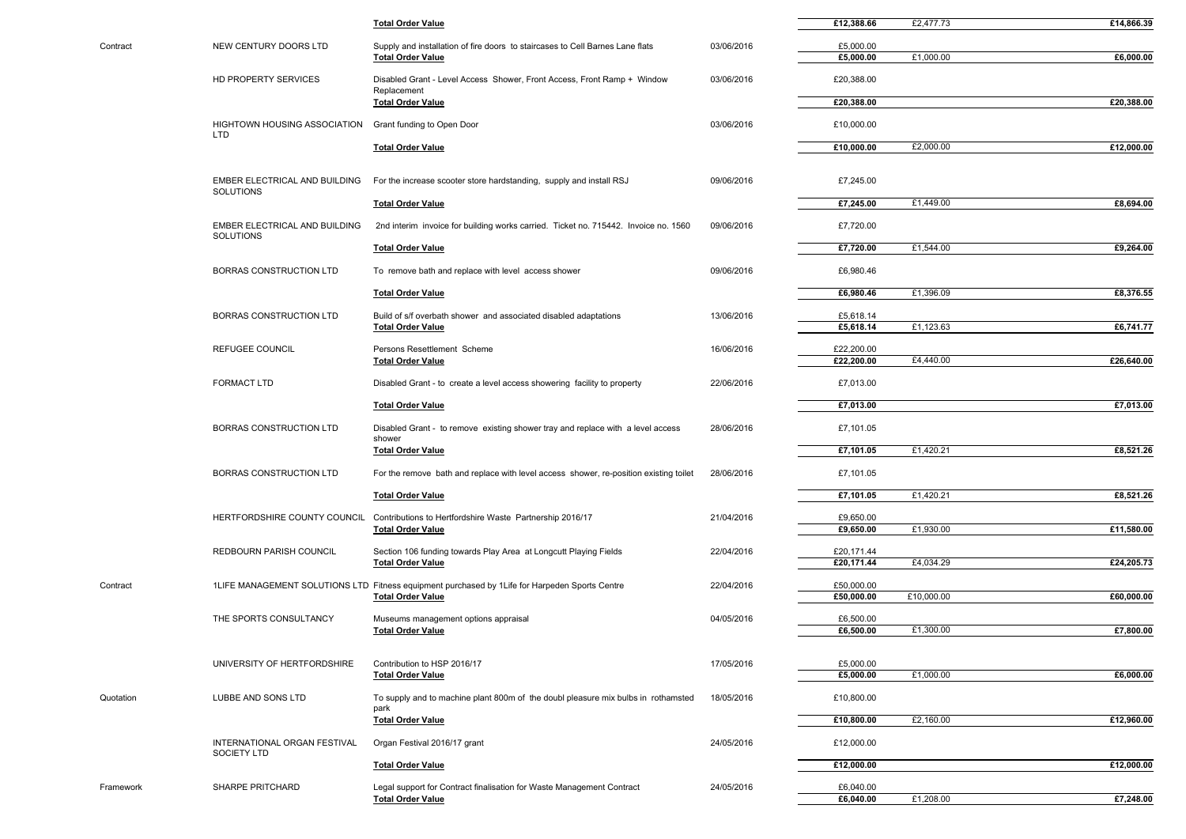| | | | | | | |
|---|---|---|---|---|---|---|
| | | **Total Order Value** | | **£12,388.66** | £2,477.73 | **£14,866.39** |
| Contract | NEW CENTURY DOORS LTD | Supply and installation of fire doors to staircases to Cell Barnes Lane flats | 03/06/2016 | £5,000.00 | | |
| | | **Total Order Value** | | **£5,000.00** | £1,000.00 | **£6,000.00** |
| | HD PROPERTY SERVICES | Disabled Grant - Level Access Shower, Front Access, Front Ramp + Window Replacement | 03/06/2016 | £20,388.00 | | |
| | | **Total Order Value** | | **£20,388.00** | | **£20,388.00** |
| | HIGHTOWN HOUSING ASSOCIATION LTD | Grant funding to Open Door | 03/06/2016 | £10,000.00 | | |
| | | **Total Order Value** | | **£10,000.00** | £2,000.00 | **£12,000.00** |
| | EMBER ELECTRICAL AND BUILDING SOLUTIONS | For the increase scooter store hardstanding, supply and install RSJ | 09/06/2016 | £7,245.00 | | |
| | | **Total Order Value** | | **£7,245.00** | £1,449.00 | **£8,694.00** |
| | EMBER ELECTRICAL AND BUILDING SOLUTIONS | 2nd interim invoice for building works carried. Ticket no. 715442. Invoice no. 1560 | 09/06/2016 | £7,720.00 | | |
| | | **Total Order Value** | | **£7,720.00** | £1,544.00 | **£9,264.00** |
| | BORRAS CONSTRUCTION LTD | To remove bath and replace with level access shower | 09/06/2016 | £6,980.46 | | |
| | | **Total Order Value** | | **£6,980.46** | £1,396.09 | **£8,376.55** |
| | BORRAS CONSTRUCTION LTD | Build of s/f overbath shower and associated disabled adaptations | 13/06/2016 | £5,618.14 | | |
| | | **Total Order Value** | | **£5,618.14** | £1,123.63 | **£6,741.77** |
| | REFUGEE COUNCIL | Persons Resettlement Scheme | 16/06/2016 | £22,200.00 | | |
| | | **Total Order Value** | | **£22,200.00** | £4,440.00 | **£26,640.00** |
| | FORMACT LTD | Disabled Grant - to create a level access showering facility to property | 22/06/2016 | £7,013.00 | | |
| | | **Total Order Value** | | **£7,013.00** | | **£7,013.00** |
| | BORRAS CONSTRUCTION LTD | Disabled Grant - to remove existing shower tray and replace with a level access shower | 28/06/2016 | £7,101.05 | | |
| | | **Total Order Value** | | **£7,101.05** | £1,420.21 | **£8,521.26** |
| | BORRAS CONSTRUCTION LTD | For the remove bath and replace with level access shower, re-position existing toilet | 28/06/2016 | £7,101.05 | | |
| | | **Total Order Value** | | **£7,101.05** | £1,420.21 | **£8,521.26** |
| | HERTFORDSHIRE COUNTY COUNCIL | Contributions to Hertfordshire Waste Partnership 2016/17 | 21/04/2016 | £9,650.00 | | |
| | | **Total Order Value** | | **£9,650.00** | £1,930.00 | **£11,580.00** |
| | REDBOURN PARISH COUNCIL | Section 106 funding towards Play Area at Longcutt Playing Fields | 22/04/2016 | £20,171.44 | | |
| | | **Total Order Value** | | **£20,171.44** | £4,034.29 | **£24,205.73** |
| Contract | 1LIFE MANAGEMENT SOLUTIONS LTD | Fitness equipment purchased by 1Life for Harpeden Sports Centre | 22/04/2016 | £50,000.00 | | |
| | | **Total Order Value** | | **£50,000.00** | £10,000.00 | **£60,000.00** |
| | THE SPORTS CONSULTANCY | Museums management options appraisal | 04/05/2016 | £6,500.00 | | |
| | | **Total Order Value** | | **£6,500.00** | £1,300.00 | **£7,800.00** |
| | UNIVERSITY OF HERTFORDSHIRE | Contribution to HSP 2016/17 | 17/05/2016 | £5,000.00 | | |
| | | **Total Order Value** | | **£5,000.00** | £1,000.00 | **£6,000.00** |
| Quotation | LUBBE AND SONS LTD | To supply and to machine plant 800m of the doubl pleasure mix bulbs in rothamsted park | 18/05/2016 | £10,800.00 | | |
| | | **Total Order Value** | | **£10,800.00** | £2,160.00 | **£12,960.00** |
| | INTERNATIONAL ORGAN FESTIVAL SOCIETY LTD | Organ Festival 2016/17 grant | 24/05/2016 | £12,000.00 | | |
| | | **Total Order Value** | | **£12,000.00** | | **£12,000.00** |
| Framework | SHARPE PRITCHARD | Legal support for Contract finalisation for Waste Management Contract | 24/05/2016 | £6,040.00 | | |
| | | **Total Order Value** | | **£6,040.00** | £1,208.00 | **£7,248.00** |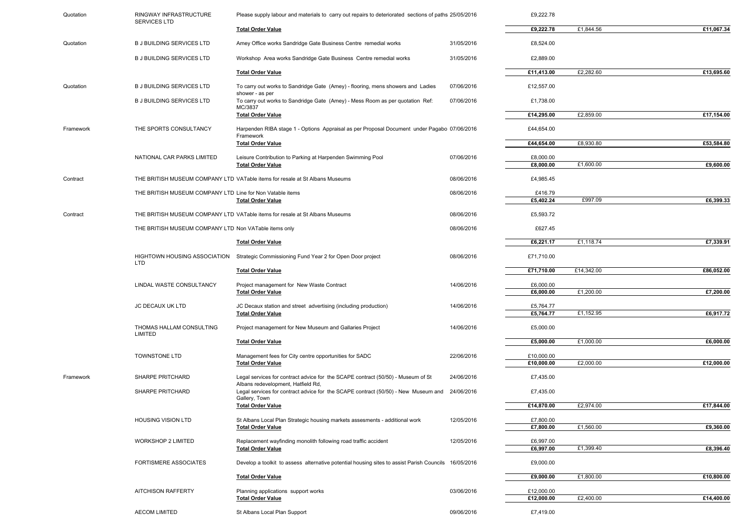| | | | | | | |
|---|---|---|---|---|---|---|
| Quotation | RINGWAY INFRASTRUCTURE SERVICES LTD | Please supply labour and materials to carry out repairs to deteriorated sections of paths | 25/05/2016 | £9,222.78 | | |
| | | **Total Order Value** | | **£9,222.78** | £1,844.56 | **£11,067.34** |
| Quotation | B J BUILDING SERVICES LTD | Amey Office works Sandridge Gate Business Centre remedial works | 31/05/2016 | £8,524.00 | | |
| | B J BUILDING SERVICES LTD | Workshop Area works Sandridge Gate Business Centre remedial works | 31/05/2016 | £2,889.00 | | |
| | | **Total Order Value** | | **£11,413.00** | £2,282.60 | **£13,695.60** |
| Quotation | B J BUILDING SERVICES LTD | To carry out works to Sandridge Gate (Amey) - flooring, mens showers and Ladies shower - as per | 07/06/2016 | £12,557.00 | | |
| | B J BUILDING SERVICES LTD | To carry out works to Sandridge Gate (Amey) - Mess Room as per quotation Ref: MC/3837 | 07/06/2016 | £1,738.00 | | |
| | | **Total Order Value** | | **£14,295.00** | £2,859.00 | **£17,154.00** |
| Framework | THE SPORTS CONSULTANCY | Harpenden RIBA stage 1 - Options Appraisal as per Proposal Document under Pagabo Framework | 07/06/2016 | £44,654.00 | | |
| | | **Total Order Value** | | **£44,654.00** | £8,930.80 | **£53,584.80** |
| | NATIONAL CAR PARKS LIMITED | Leisure Contribution to Parking at Harpenden Swimming Pool | 07/06/2016 | £8,000.00 | | |
| | | **Total Order Value** | | **£8,000.00** | £1,600.00 | **£9,600.00** |
| Contract | THE BRITISH MUSEUM COMPANY LTD | VATable items for resale at St Albans Museums | 08/06/2016 | £4,985.45 | | |
| | THE BRITISH MUSEUM COMPANY LTD | Line for Non Vatable items | 08/06/2016 | £416.79 | | |
| | | **Total Order Value** | | **£5,402.24** | £997.09 | **£6,399.33** |
| Contract | THE BRITISH MUSEUM COMPANY LTD | VATable items for resale at St Albans Museums | 08/06/2016 | £5,593.72 | | |
| | THE BRITISH MUSEUM COMPANY LTD | Non VATable items only | 08/06/2016 | £627.45 | | |
| | | **Total Order Value** | | **£6,221.17** | £1,118.74 | **£7,339.91** |
| | HIGHTOWN HOUSING ASSOCIATION LTD | Strategic Commissioning Fund Year 2 for Open Door project | 08/06/2016 | £71,710.00 | | |
| | | **Total Order Value** | | **£71,710.00** | £14,342.00 | **£86,052.00** |
| | LINDAL WASTE CONSULTANCY | Project management for New Waste Contract | 14/06/2016 | £6,000.00 | | |
| | | **Total Order Value** | | **£6,000.00** | £1,200.00 | **£7,200.00** |
| | JC DECAUX UK LTD | JC Decaux station and street advertising (including production) | 14/06/2016 | £5,764.77 | | |
| | | **Total Order Value** | | **£5,764.77** | £1,152.95 | **£6,917.72** |
| | THOMAS HALLAM CONSULTING LIMITED | Project management for New Museum and Gallaries Project | 14/06/2016 | £5,000.00 | | |
| | | **Total Order Value** | | **£5,000.00** | £1,000.00 | **£6,000.00** |
| | TOWNSTONE LTD | Management fees for City centre opportunities for SADC | 22/06/2016 | £10,000.00 | | |
| | | **Total Order Value** | | **£10,000.00** | £2,000.00 | **£12,000.00** |
| Framework | SHARPE PRITCHARD | Legal services for contract advice for the SCAPE contract (50/50) - Museum of St Albans redevelopment, Hatfield Rd, | 24/06/2016 | £7,435.00 | | |
| | SHARPE PRITCHARD | Legal services for contract advice for the SCAPE contract (50/50) - New Museum and Gallery, Town | 24/06/2016 | £7,435.00 | | |
| | | **Total Order Value** | | **£14,870.00** | £2,974.00 | **£17,844.00** |
| | HOUSING VISION LTD | St Albans Local Plan Strategic housing markets assesments - additional work | 12/05/2016 | £7,800.00 | | |
| | | **Total Order Value** | | **£7,800.00** | £1,560.00 | **£9,360.00** |
| | WORKSHOP 2 LIMITED | Replacement wayfinding monolith following road traffic accident | 12/05/2016 | £6,997.00 | | |
| | | **Total Order Value** | | **£6,997.00** | £1,399.40 | **£8,396.40** |
| | FORTISMERE ASSOCIATES | Develop a toolkit to assess alternative potential housing sites to assist Parish Councils | 16/05/2016 | £9,000.00 | | |
| | | **Total Order Value** | | **£9,000.00** | £1,800.00 | **£10,800.00** |
| | AITCHISON RAFFERTY | Planning applications support works | 03/06/2016 | £12,000.00 | | |
| | | **Total Order Value** | | **£12,000.00** | £2,400.00 | **£14,400.00** |
| | AECOM LIMITED | St Albans Local Plan Support | 09/06/2016 | £7,419.00 | | |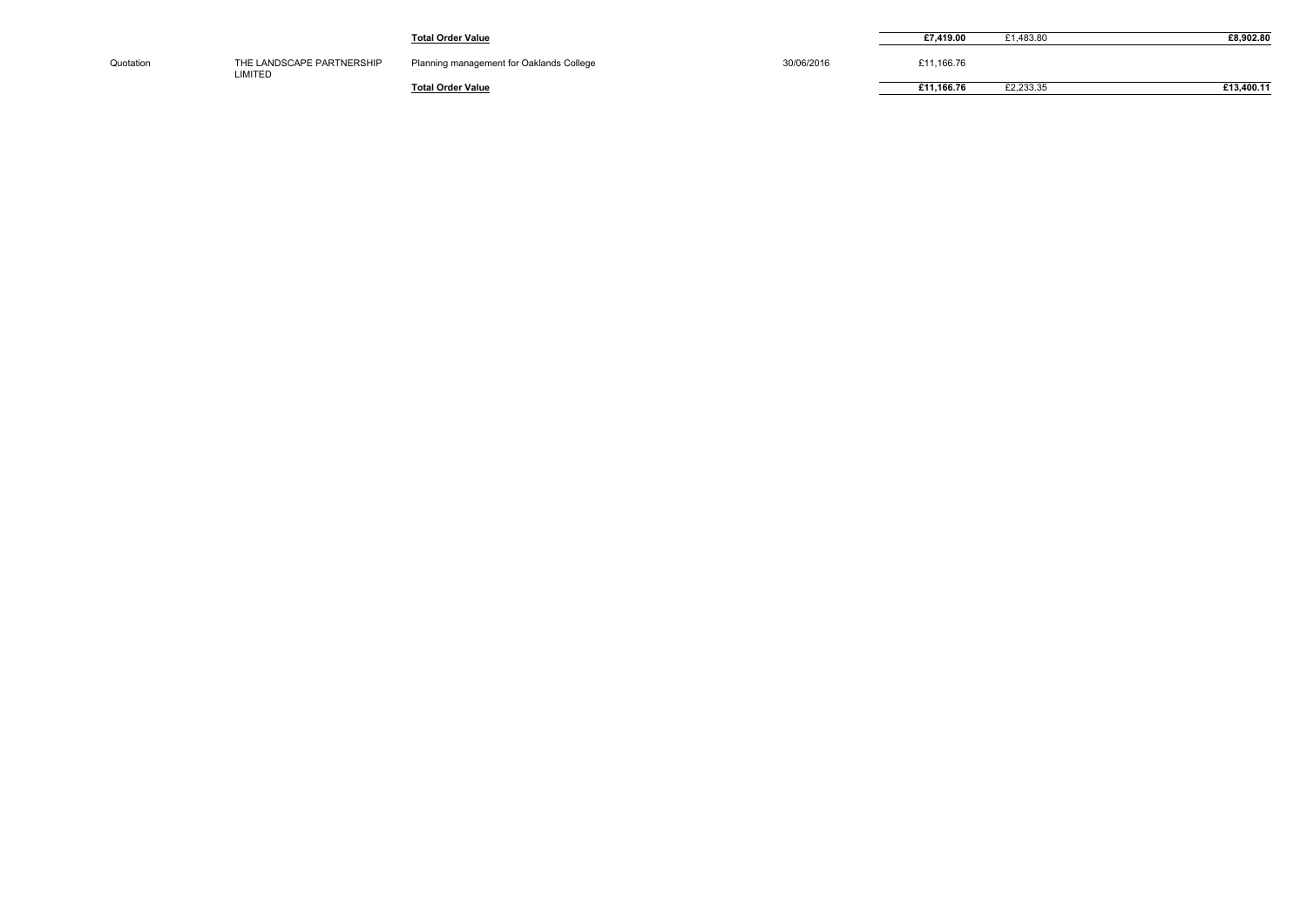| | | | | | | |
|---|---|---|---|---|---|---|
| | | **Total Order Value** | | **£7,419.00** | £1,483.80 | **£8,902.80** |
| Quotation | THE LANDSCAPE PARTNERSHIP LIMITED | Planning management for Oaklands College | 30/06/2016 | £11,166.76 | | |
| | | **Total Order Value** | | **£11,166.76** | £2,233.35 | **£13,400.11** |